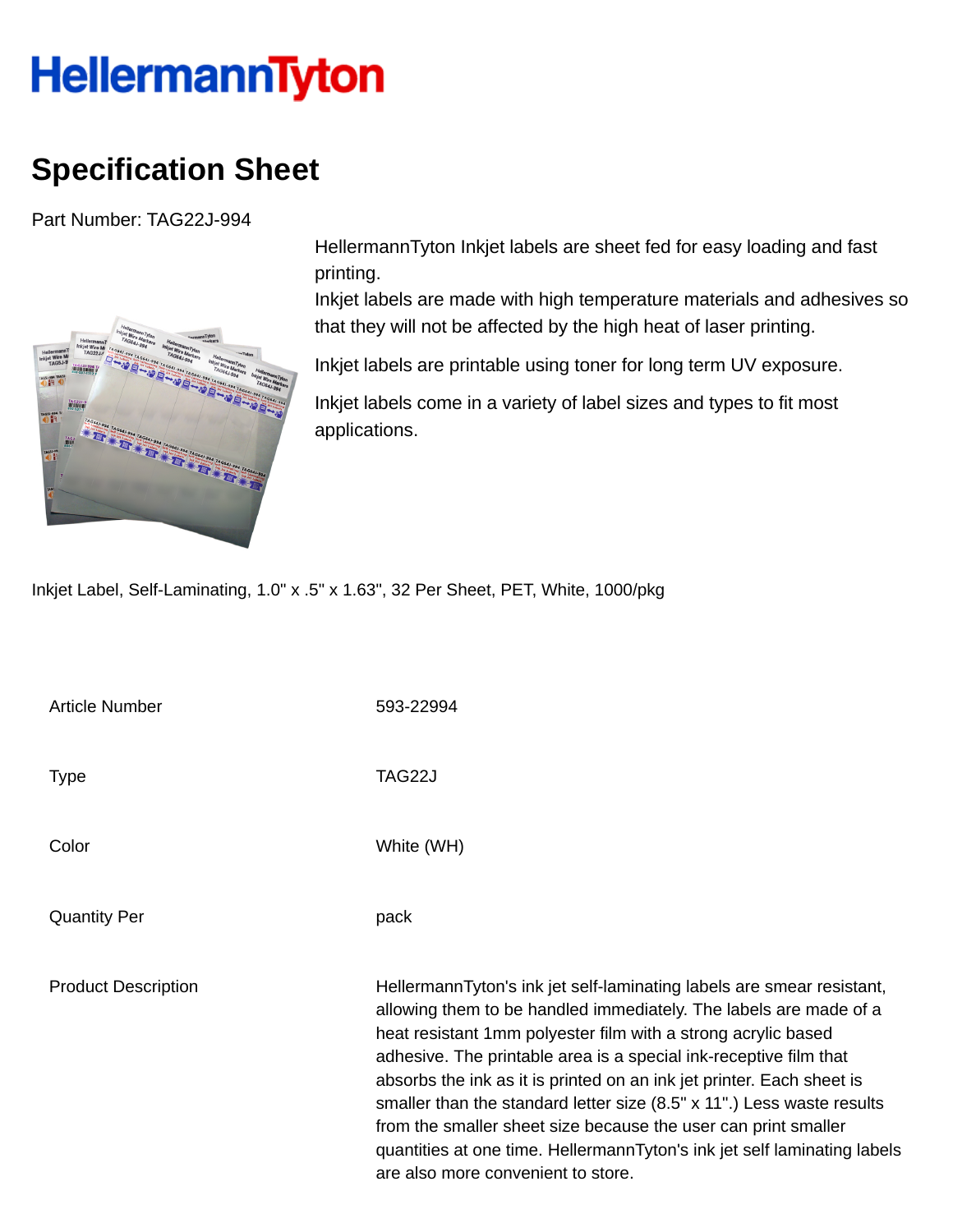# HellermannTyton

# Specification Sheet

Part Number: TAG22J-994

HellermannTyton Inkjet labels are sheet fed for easy loading and fast printing.
Inkjet labels are made with high temperature materials and adhesives so that they will not be affected by the high heat of laser printing.

Inkjet labels are printable using toner for long term UV exposure.

Inkjet labels come in a variety of label sizes and types to fit most applications.

Inkjet Label, Self-Laminating, 1.0" x .5" x 1.63", 32 Per Sheet, PET, White, 1000/pkg

| | |
|---|---|
| Article Number | 593-22994 |
| Type | TAG22J |
| Color | White (WH) |
| Quantity Per | pack |
| Product Description | HellermannTyton's ink jet self-laminating labels are smear resistant, allowing them to be handled immediately. The labels are made of a heat resistant 1mm polyester film with a strong acrylic based adhesive. The printable area is a special ink-receptive film that absorbs the ink as it is printed on an ink jet printer. Each sheet is smaller than the standard letter size (8.5" x 11".) Less waste results from the smaller sheet size because the user can print smaller quantities at one time. HellermannTyton's ink jet self laminating labels are also more convenient to store. |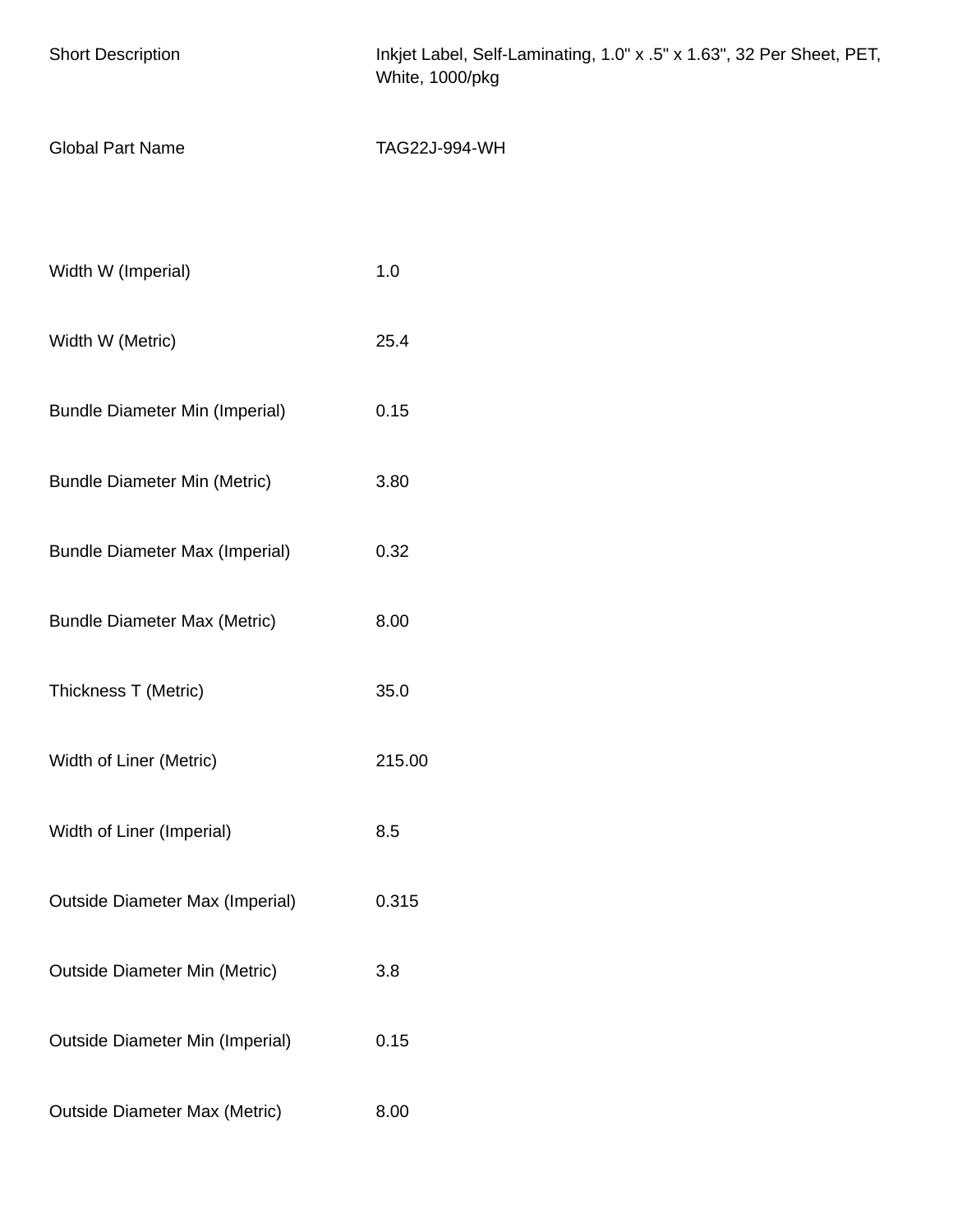| | |
|---|---|
| Short Description | Inkjet Label, Self-Laminating, 1.0" x .5" x 1.63", 32 Per Sheet, PET, White, 1000/pkg |
| Global Part Name | TAG22J-994-WH |
| Width W (Imperial) | 1.0 |
| Width W (Metric) | 25.4 |
| Bundle Diameter Min (Imperial) | 0.15 |
| Bundle Diameter Min (Metric) | 3.80 |
| Bundle Diameter Max (Imperial) | 0.32 |
| Bundle Diameter Max (Metric) | 8.00 |
| Thickness T (Metric) | 35.0 |
| Width of Liner (Metric) | 215.00 |
| Width of Liner (Imperial) | 8.5 |
| Outside Diameter Max (Imperial) | 0.315 |
| Outside Diameter Min (Metric) | 3.8 |
| Outside Diameter Min (Imperial) | 0.15 |
| Outside Diameter Max (Metric) | 8.00 |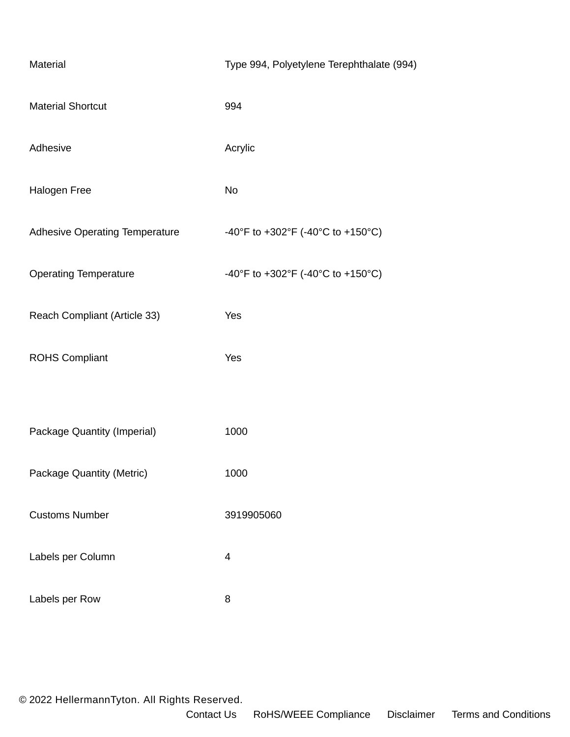| | |
|---|---|
| Material | Type 994, Polyetylene Terephthalate (994) |
| Material Shortcut | 994 |
| Adhesive | Acrylic |
| Halogen Free | No |
| Adhesive Operating Temperature | -40°F to +302°F (-40°C to +150°C) |
| Operating Temperature | -40°F to +302°F (-40°C to +150°C) |
| Reach Compliant (Article 33) | Yes |
| ROHS Compliant | Yes |

| | |
|---|---|
| Package Quantity (Imperial) | 1000 |
| Package Quantity (Metric) | 1000 |
| Customs Number | 3919905060 |
| Labels per Column | 4 |
| Labels per Row | 8 |

© 2022 HellermannTyton. All Rights Reserved.

Contact Us RoHS/WEEE Compliance Disclaimer Terms and Conditions